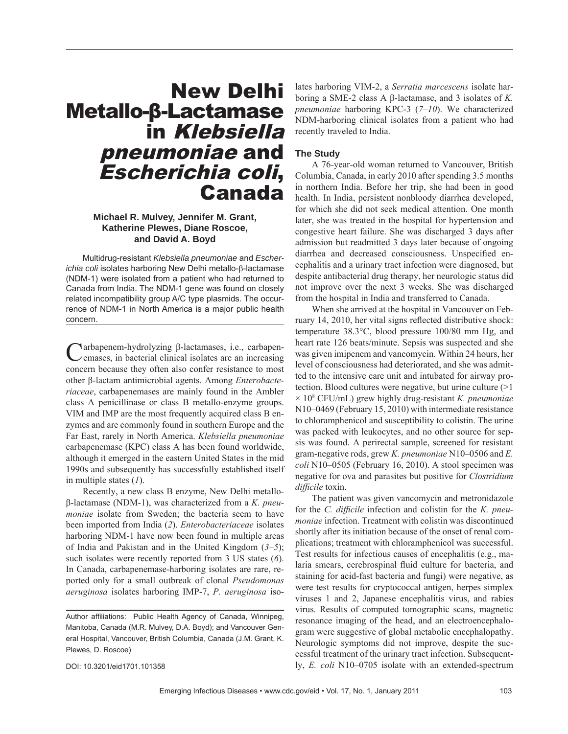# New Delhi Metallo-β-Lactamase in *Klebsiella pneumoniae* and *Escherichia coli*, Canada

**Michael R. Mulvey, Jennifer M. Grant, Katherine Plewes, Diane Roscoe, and David A. Boyd**

Multidrug-resistant *Klebsiella pneumoniae* and *Escherichia coli* isolates harboring New Delhi metallo-β-lactamase (NDM-1) were isolated from a patient who had returned to Canada from India. The NDM-1 gene was found on closely related incompatibility group A/C type plasmids. The occurrence of NDM-1 in North America is a major public health concern.

Carbapenem-hydrolyzing β-lactamases, i.e., carbapenemases, in bacterial clinical isolates are an increasing concern because they often also confer resistance to most other β-lactam antimicrobial agents. Among *Enterobacteriaceae*, carbapenemases are mainly found in the Ambler class A penicillinase or class B metallo-enzyme groups. VIM and IMP are the most frequently acquired class B enzymes and are commonly found in southern Europe and the Far East, rarely in North America. *Klebsiella pneumoniae* carbapenemase (KPC) class A has been found worldwide, although it emerged in the eastern United States in the mid 1990s and subsequently has successfully established itself in multiple states (*1*).

Recently, a new class B enzyme, New Delhi metallo-β-lactamase (NDM-1), was characterized from a *K. pneumoniae* isolate from Sweden; the bacteria seem to have been imported from India (*2*). *Enterobacteriaceae* isolates harboring NDM-1 have now been found in multiple areas of India and Pakistan and in the United Kingdom (*3–5*); such isolates were recently reported from 3 US states (*6*). In Canada, carbapenemase-harboring isolates are rare, reported only for a small outbreak of clonal *Pseudomonas aeruginosa* isolates harboring IMP-7, *P. aeruginosa* isolates harboring VIM-2, a *Serratia marcescens* isolate harboring a SME-2 class A β-lactamase, and 3 isolates of *K. pneumoniae* harboring KPC-3 (*7–10*). We characterized NDM-harboring clinical isolates from a patient who had recently traveled to India.

Author affiliations: Public Health Agency of Canada, Winnipeg, Manitoba, Canada (M.R. Mulvey, D.A. Boyd); and Vancouver General Hospital, Vancouver, British Columbia, Canada (J.M. Grant, K. Plewes, D. Roscoe)

DOI: 10.3201/eid1701.101358

## The Study

A 76-year-old woman returned to Vancouver, British Columbia, Canada, in early 2010 after spending 3.5 months in northern India. Before her trip, she had been in good health. In India, persistent nonbloody diarrhea developed, for which she did not seek medical attention. One month later, she was treated in the hospital for hypertension and congestive heart failure. She was discharged 3 days after admission but readmitted 3 days later because of ongoing diarrhea and decreased consciousness. Unspecified encephalitis and a urinary tract infection were diagnosed, but despite antibacterial drug therapy, her neurologic status did not improve over the next 3 weeks. She was discharged from the hospital in India and transferred to Canada.

When she arrived at the hospital in Vancouver on February 14, 2010, her vital signs reflected distributive shock: temperature 38.3°C, blood pressure 100/80 mm Hg, and heart rate 126 beats/minute. Sepsis was suspected and she was given imipenem and vancomycin. Within 24 hours, her level of consciousness had deteriorated, and she was admitted to the intensive care unit and intubated for airway protection. Blood cultures were negative, but urine culture ($>1 \times 10^8$ CFU/mL) grew highly drug-resistant *K. pneumoniae* N10–0469 (February 15, 2010) with intermediate resistance to chloramphenicol and susceptibility to colistin. The urine was packed with leukocytes, and no other source for sepsis was found. A perirectal sample, screened for resistant gram-negative rods, grew *K. pneumoniae* N10–0506 and *E. coli* N10–0505 (February 16, 2010). A stool specimen was negative for ova and parasites but positive for *Clostridium difficile* toxin.

The patient was given vancomycin and metronidazole for the *C. difficile* infection and colistin for the *K. pneumoniae* infection. Treatment with colistin was discontinued shortly after its initiation because of the onset of renal complications; treatment with chloramphenicol was successful. Test results for infectious causes of encephalitis (e.g., malaria smears, cerebrospinal fluid culture for bacteria, and staining for acid-fast bacteria and fungi) were negative, as were test results for cryptococcal antigen, herpes simplex viruses 1 and 2, Japanese encephalitis virus, and rabies virus. Results of computed tomographic scans, magnetic resonance imaging of the head, and an electroencephalogram were suggestive of global metabolic encephalopathy. Neurologic symptoms did not improve, despite the successful treatment of the urinary tract infection. Subsequently, *E. coli* N10–0705 isolate with an extended-spectrum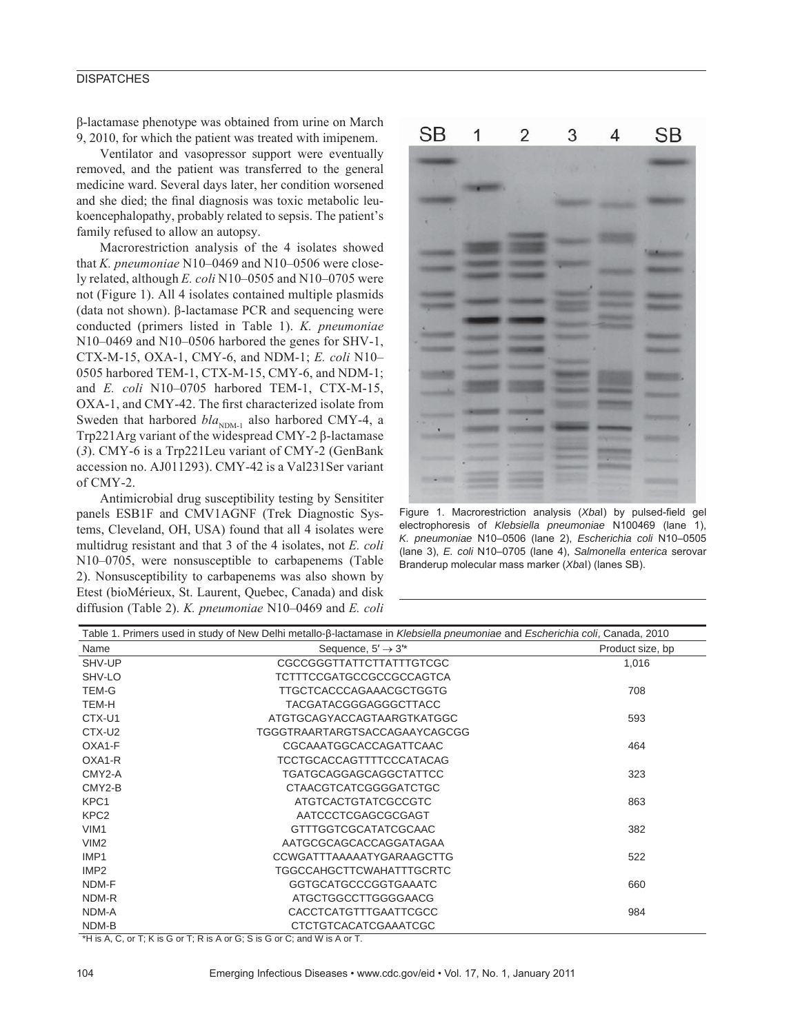β-lactamase phenotype was obtained from urine on March 9, 2010, for which the patient was treated with imipenem.

Ventilator and vasopressor support were eventually removed, and the patient was transferred to the general medicine ward. Several days later, her condition worsened and she died; the final diagnosis was toxic metabolic leukoencephalopathy, probably related to sepsis. The patient's family refused to allow an autopsy.

Macrorestriction analysis of the 4 isolates showed that *K. pneumoniae* N10–0469 and N10–0506 were closely related, although *E. coli* N10–0505 and N10–0705 were not (Figure 1). All 4 isolates contained multiple plasmids (data not shown). β-lactamase PCR and sequencing were conducted (primers listed in Table 1). *K. pneumoniae* N10–0469 and N10–0506 harbored the genes for SHV-1, CTX-M-15, OXA-1, CMY-6, and NDM-1; *E. coli* N10–0505 harbored TEM-1, CTX-M-15, CMY-6, and NDM-1; and *E. coli* N10–0705 harbored TEM-1, CTX-M-15, OXA-1, and CMY-42. The first characterized isolate from Sweden that harbored $bla_{NDM-1}$ also harbored CMY-4, a Trp221Arg variant of the widespread CMY-2 β-lactamase (*3*). CMY-6 is a Trp221Leu variant of CMY-2 (GenBank accession no. AJ011293). CMY-42 is a Val231Ser variant of CMY-2.

Antimicrobial drug susceptibility testing by Sensititer panels ESB1F and CMV1AGNF (Trek Diagnostic Systems, Cleveland, OH, USA) found that all 4 isolates were multidrug resistant and that 3 of the 4 isolates, not *E. coli* N10–0705, were nonsusceptible to carbapenems (Table 2). Nonsusceptibility to carbapenems was also shown by Etest (bioMérieux, St. Laurent, Quebec, Canada) and disk diffusion (Table 2). *K. pneumoniae* N10–0469 and *E. coli*

Figure 1. Macrorestriction analysis (*Xba*I) by pulsed-field gel electrophoresis of *Klebsiella pneumoniae* N100469 (lane 1), *K. pneumoniae* N10–0506 (lane 2), *Escherichia coli* N10–0505 (lane 3), *E. coli* N10–0705 (lane 4), *Salmonella enterica* serovar Branderup molecular mass marker (*Xba*I) (lanes SB).

Table 1. Primers used in study of New Delhi metallo-β-lactamase in *Klebsiella pneumoniae* and *Escherichia coli*, Canada, 2010

| Name | Sequence, 5′ → 3′* | Product size, bp |
|---|---|---|
| SHV-UP | CGCCGGGTTATTCTTATTTGTCGC | 1,016 |
| SHV-LO | TCTTTCCGATGCCGCCGCCAGTCA | |
| TEM-G | TTGCTCACCCAGAAACGCTGGTG | 708 |
| TEM-H | TACGATACGGGAGGGCTTACC | |
| CTX-U1 | ATGTGCAGYACCAGTAARGTKATGGC | 593 |
| CTX-U2 | TGGGTRAARTARGTSACCAGAAYCAGCGG | |
| OXA1-F | CGCAAATGGCACCAGATTCAAC | 464 |
| OXA1-R | TCCTGCACCAGTTTTCCCATACAG | |
| CMY2-A | TGATGCAGGAGCAGGCTATTCC | 323 |
| CMY2-B | CTAACGTCATCGGGGATCTGC | |
| KPC1 | ATGTCACTGTATCGCCGTC | 863 |
| KPC2 | AATCCCTCGAGCGCGAGT | |
| VIM1 | GTTTGGTCGCATATCGCAAC | 382 |
| VIM2 | AATGCGCAGCACCAGGATAGAA | |
| IMP1 | CCWGATTTAAAAATYGARAAGCTTG | 522 |
| IMP2 | TGGCCAHGCTTCWAHATTTGCRTC | |
| NDM-F | GGTGCATGCCCGGTGAAATC | 660 |
| NDM-R | ATGCTGGCCTTGGGGAACG | |
| NDM-A | CACCTCATGTTTGAATTCGCC | 984 |
| NDM-B | CTCTGTCACATCGAAATCGC | |

*H is A, C, or T; K is G or T; R is A or G; S is G or C; and W is A or T.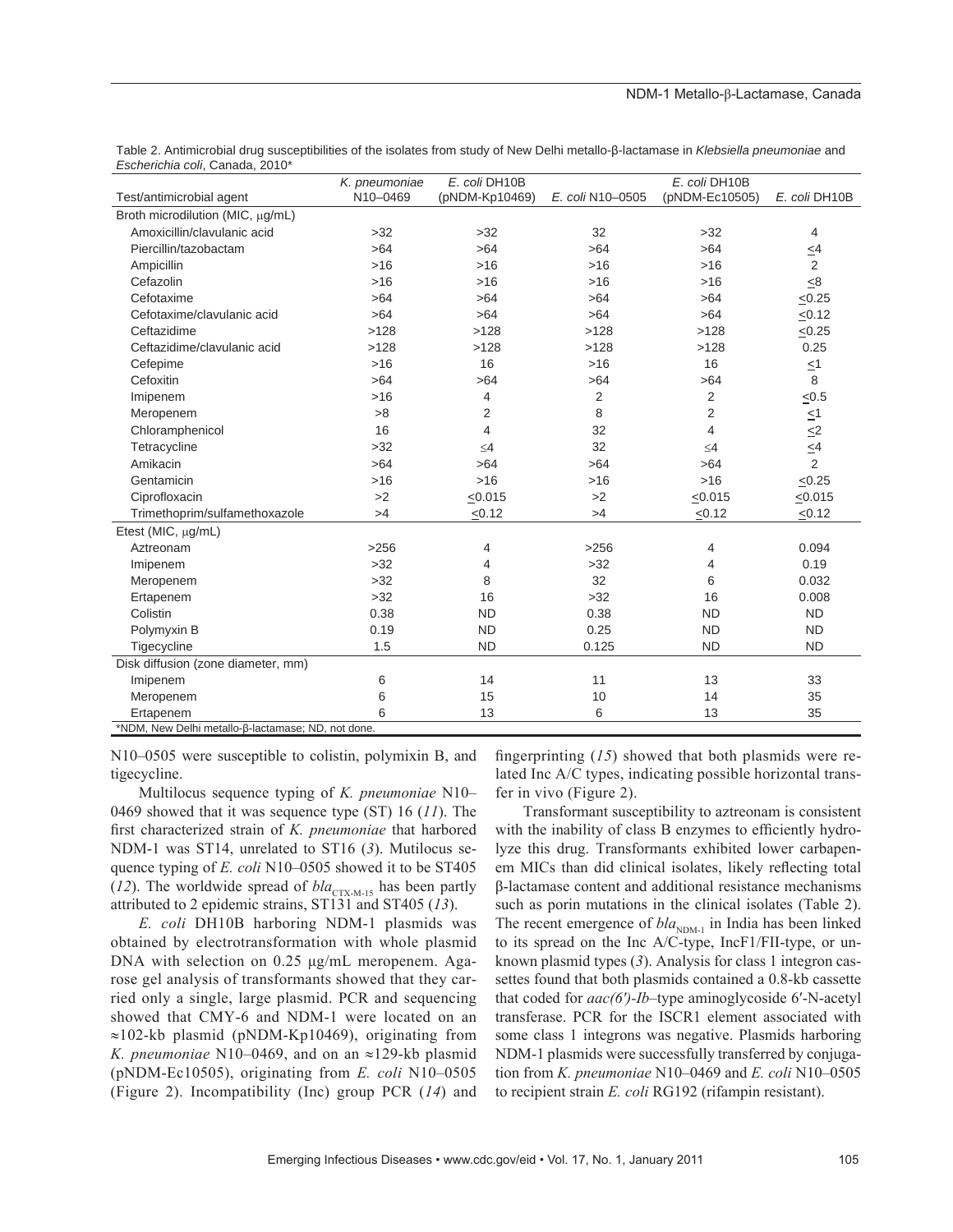Table 2. Antimicrobial drug susceptibilities of the isolates from study of New Delhi metallo-β-lactamase in *Klebsiella pneumoniae* and *Escherichia coli*, Canada, 2010*

| Test/antimicrobial agent | *K. pneumoniae* N10–0469 | *E. coli* DH10B (pNDM-Kp10469) | *E. coli* N10–0505 | *E. coli* DH10B (pNDM-Ec10505) | *E. coli* DH10B |
|---|---|---|---|---|---|
| Broth microdilution (MIC, μg/mL) | | | | | |
| Amoxicillin/clavulanic acid | >32 | >32 | 32 | >32 | 4 |
| Piercillin/tazobactam | >64 | >64 | >64 | >64 | <4 |
| Ampicillin | >16 | >16 | >16 | >16 | 2 |
| Cefazolin | >16 | >16 | >16 | >16 | <8 |
| Cefotaxime | >64 | >64 | >64 | >64 | <0.25 |
| Cefotaxime/clavulanic acid | >64 | >64 | >64 | >64 | <0.12 |
| Ceftazidime | >128 | >128 | >128 | >128 | <0.25 |
| Ceftazidime/clavulanic acid | >128 | >128 | >128 | >128 | 0.25 |
| Cefepime | >16 | 16 | >16 | 16 | <1 |
| Cefoxitin | >64 | >64 | >64 | >64 | 8 |
| Imipenem | >16 | 4 | 2 | 2 | <0.5 |
| Meropenem | >8 | 2 | 8 | 2 | <1 |
| Chloramphenicol | 16 | 4 | 32 | 4 | <2 |
| Tetracycline | >32 | ≤4 | 32 | ≤4 | <4 |
| Amikacin | >64 | >64 | >64 | >64 | 2 |
| Gentamicin | >16 | >16 | >16 | >16 | <0.25 |
| Ciprofloxacin | >2 | <0.015 | >2 | <0.015 | <0.015 |
| Trimethoprim/sulfamethoxazole | >4 | <0.12 | >4 | <0.12 | <0.12 |
| Etest (MIC, μg/mL) | | | | | |
| Aztreonam | >256 | 4 | >256 | 4 | 0.094 |
| Imipenem | >32 | 4 | >32 | 4 | 0.19 |
| Meropenem | >32 | 8 | 32 | 6 | 0.032 |
| Ertapenem | >32 | 16 | >32 | 16 | 0.008 |
| Colistin | 0.38 | ND | 0.38 | ND | ND |
| Polymyxin B | 0.19 | ND | 0.25 | ND | ND |
| Tigecycline | 1.5 | ND | 0.125 | ND | ND |
| Disk diffusion (zone diameter, mm) | | | | | |
| Imipenem | 6 | 14 | 11 | 13 | 33 |
| Meropenem | 6 | 15 | 10 | 14 | 35 |
| Ertapenem | 6 | 13 | 6 | 13 | 35 |

*NDM, New Delhi metallo-β-lactamase; ND, not done.

N10–0505 were susceptible to colistin, polymixin B, and tigecycline.

Multilocus sequence typing of *K. pneumoniae* N10–0469 showed that it was sequence type (ST) 16 (*11*). The first characterized strain of *K. pneumoniae* that harbored NDM-1 was ST14, unrelated to ST16 (*3*). Mutilocus sequence typing of *E. coli* N10–0505 showed it to be ST405 (*12*). The worldwide spread of $bla_{CTX-M-15}$ has been partly attributed to 2 epidemic strains, ST131 and ST405 (*13*).

*E. coli* DH10B harboring NDM-1 plasmids was obtained by electrotransformation with whole plasmid DNA with selection on 0.25 µg/mL meropenem. Agarose gel analysis of transformants showed that they carried only a single, large plasmid. PCR and sequencing showed that CMY-6 and NDM-1 were located on an ≈102-kb plasmid (pNDM-Kp10469), originating from *K. pneumoniae* N10–0469, and on an ≈129-kb plasmid (pNDM-Ec10505), originating from *E. coli* N10–0505 (Figure 2). Incompatibility (Inc) group PCR (*14*) and fingerprinting (*15*) showed that both plasmids were related Inc A/C types, indicating possible horizontal transfer in vivo (Figure 2).

Transformant susceptibility to aztreonam is consistent with the inability of class B enzymes to efficiently hydrolyze this drug. Transformants exhibited lower carbapenem MICs than did clinical isolates, likely reflecting total β-lactamase content and additional resistance mechanisms such as porin mutations in the clinical isolates (Table 2). The recent emergence of $bla_{NDM-1}$ in India has been linked to its spread on the Inc A/C-type, IncF1/FII-type, or unknown plasmid types (*3*). Analysis for class 1 integron cassettes found that both plasmids contained a 0.8-kb cassette that coded for *aac(6′)-Ib*–type aminoglycoside 6′-N-acetyl transferase. PCR for the ISCR1 element associated with some class 1 integrons was negative. Plasmids harboring NDM-1 plasmids were successfully transferred by conjugation from *K. pneumoniae* N10–0469 and *E. coli* N10–0505 to recipient strain *E. coli* RG192 (rifampin resistant).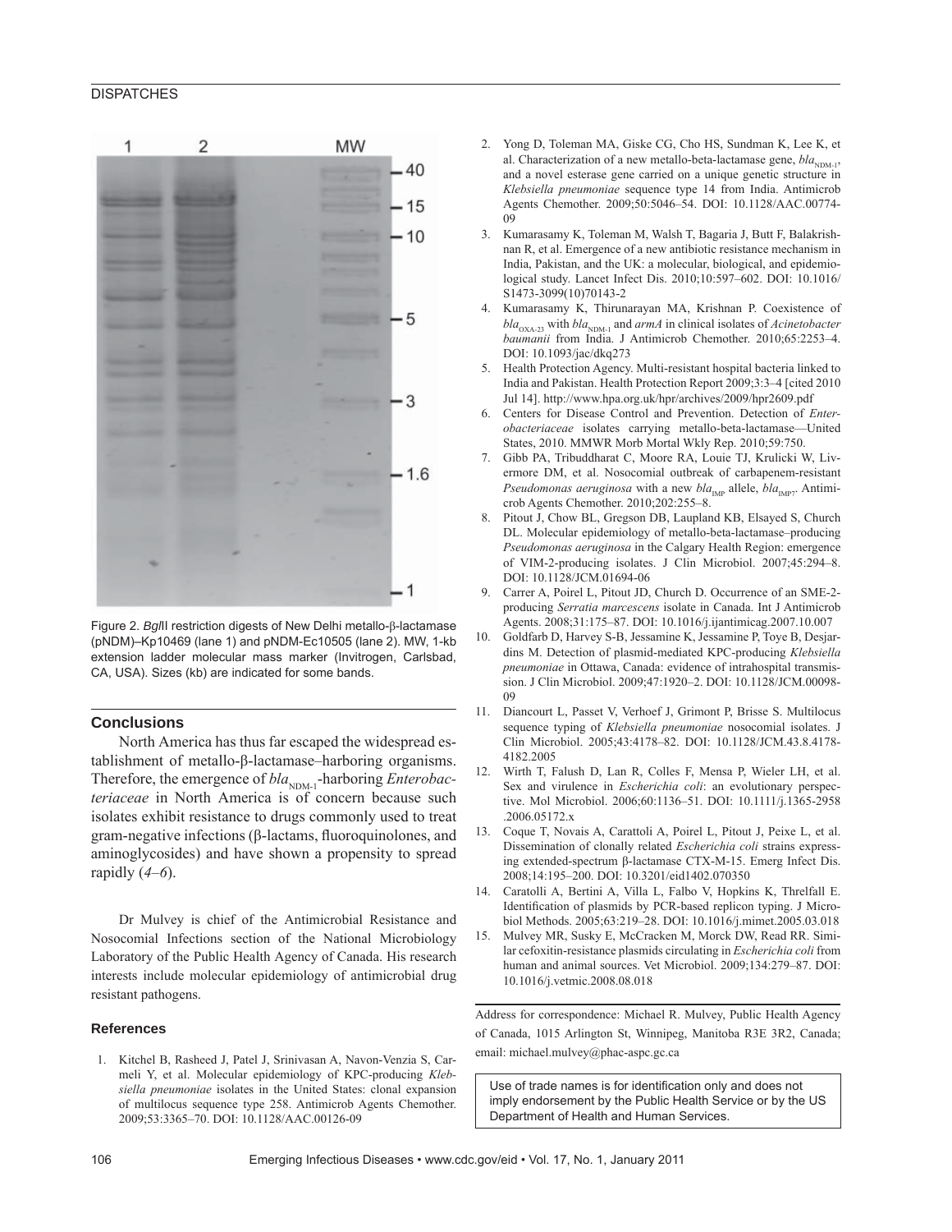1 2 MW

40
15
10
5
3
1.6
1

Figure 2. *Bgl*II restriction digests of New Delhi metallo-β-lactamase (pNDM)–Kp10469 (lane 1) and pNDM-Ec10505 (lane 2). MW, 1-kb extension ladder molecular mass marker (Invitrogen, Carlsbad, CA, USA). Sizes (kb) are indicated for some bands.

## Conclusions

North America has thus far escaped the widespread establishment of metallo-β-lactamase–harboring organisms. Therefore, the emergence of $bla_{NDM-1}$-harboring *Enterobacteriaceae* in North America is of concern because such isolates exhibit resistance to drugs commonly used to treat gram-negative infections (β-lactams, fluoroquinolones, and aminoglycosides) and have shown a propensity to spread rapidly (*4*–*6*).

Dr Mulvey is chief of the Antimicrobial Resistance and Nosocomial Infections section of the National Microbiology Laboratory of the Public Health Agency of Canada. His research interests include molecular epidemiology of antimicrobial drug resistant pathogens.

### References

1. Kitchel B, Rasheed J, Patel J, Srinivasan A, Navon-Venzia S, Carmeli Y, et al. Molecular epidemiology of KPC-producing *Klebsiella pneumoniae* isolates in the United States: clonal expansion of multilocus sequence type 258. Antimicrob Agents Chemother. 2009;53:3365–70. DOI: 10.1128/AAC.00126-09
2. Yong D, Toleman MA, Giske CG, Cho HS, Sundman K, Lee K, et al. Characterization of a new metallo-beta-lactamase gene, $bla_{NDM-1}$, and a novel esterase gene carried on a unique genetic structure in *Klebsiella pneumoniae* sequence type 14 from India. Antimicrob Agents Chemother. 2009;50:5046–54. DOI: 10.1128/AAC.00774-09
3. Kumarasamy K, Toleman M, Walsh T, Bagaria J, Butt F, Balakrishnan R, et al. Emergence of a new antibiotic resistance mechanism in India, Pakistan, and the UK: a molecular, biological, and epidemiological study. Lancet Infect Dis. 2010;10:597–602. DOI: 10.1016/S1473-3099(10)70143-2
4. Kumarasamy K, Thirunarayan MA, Krishnan P. Coexistence of $bla_{OXA-23}$ with $bla_{NDM-1}$ and *armA* in clinical isolates of *Acinetobacter baumanii* from India. J Antimicrob Chemother. 2010;65:2253–4. DOI: 10.1093/jac/dkq273
5. Health Protection Agency. Multi-resistant hospital bacteria linked to India and Pakistan. Health Protection Report 2009;3:3–4 [cited 2010 Jul 14]. http://www.hpa.org.uk/hpr/archives/2009/hpr2609.pdf
6. Centers for Disease Control and Prevention. Detection of *Enterobacteriaceae* isolates carrying metallo-beta-lactamase—United States, 2010. MMWR Morb Mortal Wkly Rep. 2010;59:750.
7. Gibb PA, Tribuddharat C, Moore RA, Louie TJ, Krulicki W, Livermore DM, et al. Nosocomial outbreak of carbapenem-resistant *Pseudomonas aeruginosa* with a new $bla_{IMP}$ allele, $bla_{IMP7}$. Antimicrob Agents Chemother. 2010;202:255–8.
8. Pitout J, Chow BL, Gregson DB, Laupland KB, Elsayed S, Church DL. Molecular epidemiology of metallo-beta-lactamase–producing *Pseudomonas aeruginosa* in the Calgary Health Region: emergence of VIM-2-producing isolates. J Clin Microbiol. 2007;45:294–8. DOI: 10.1128/JCM.01694-06
9. Carrer A, Poirel L, Pitout JD, Church D. Occurrence of an SME-2-producing *Serratia marcescens* isolate in Canada. Int J Antimicrob Agents. 2008;31:175–87. DOI: 10.1016/j.ijantimicag.2007.10.007
10. Goldfarb D, Harvey S-B, Jessamine K, Jessamine P, Toye B, Desjardins M. Detection of plasmid-mediated KPC-producing *Klebsiella pneumoniae* in Ottawa, Canada: evidence of intrahospital transmission. J Clin Microbiol. 2009;47:1920–2. DOI: 10.1128/JCM.00098-09
11. Diancourt L, Passet V, Verhoef J, Grimont P, Brisse S. Multilocus sequence typing of *Klebsiella pneumoniae* nosocomial isolates. J Clin Microbiol. 2005;43:4178–82. DOI: 10.1128/JCM.43.8.4178-4182.2005
12. Wirth T, Falush D, Lan R, Colles F, Mensa P, Wieler LH, et al. Sex and virulence in *Escherichia coli*: an evolutionary perspective. Mol Microbiol. 2006;60:1136–51. DOI: 10.1111/j.1365-2958.2006.05172.x
13. Coque T, Novais A, Carattoli A, Poirel L, Pitout J, Peixe L, et al. Dissemination of clonally related *Escherichia coli* strains expressing extended-spectrum β-lactamase CTX-M-15. Emerg Infect Dis. 2008;14:195–200. DOI: 10.3201/eid1402.070350
14. Caratolli A, Bertini A, Villa L, Falbo V, Hopkins K, Threlfall E. Identification of plasmids by PCR-based replicon typing. J Microbiol Methods. 2005;63:219–28. DOI: 10.1016/j.mimet.2005.03.018
15. Mulvey MR, Susky E, McCracken M, Morck DW, Read RR. Similar cefoxitin-resistance plasmids circulating in *Escherichia coli* from human and animal sources. Vet Microbiol. 2009;134:279–87. DOI: 10.1016/j.vetmic.2008.08.018

Address for correspondence: Michael R. Mulvey, Public Health Agency of Canada, 1015 Arlington St, Winnipeg, Manitoba R3E 3R2, Canada; email: michael.mulvey@phac-aspc.gc.ca

Use of trade names is for identification only and does not imply endorsement by the Public Health Service or by the US Department of Health and Human Services.